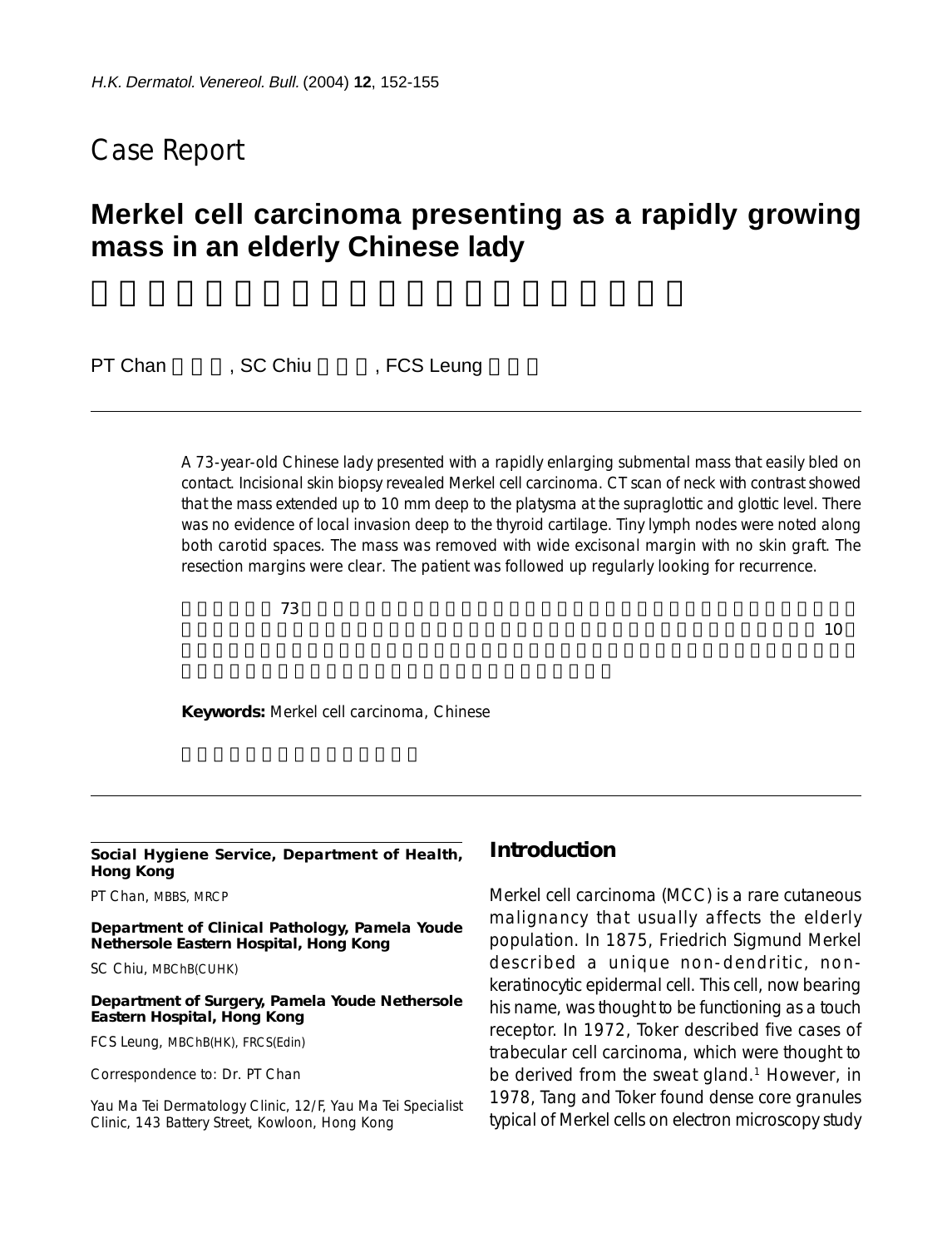## Case Report

# Merkel cell carcinoma presenting as a rapidly growing mass in an elderly Chinese lady

PT Chan, SC Chiu, FCS Leung

A 73-year-old Chinese lady presented with a rapidly enlarging submental mass that easily bled on contact. Incisional skin biopsy revealed Merkel cell carcinoma. CT scan of neck with contrast showed that the mass extended up to 10 mm deep to the platysma at the supraglottic and glottic level. There was no evidence of local invasion deep to the thyroid cartilage. Tiny lymph nodes were noted along both carotid spaces. The mass was removed with wide excisonal margin with no skin graft. The resection margins were clear. The patient was followed up regularly looking for recurrence.

**Keywords:** Merkel cell carcinoma, Chinese

---

**Social Hygiene Service, Department of Health, Hong Kong**

PT Chan, MBBS, MRCP

**Department of Clinical Pathology, Pamela Youde Nethersole Eastern Hospital, Hong Kong**

SC Chiu, MBChB(CUHK)

**Department of Surgery, Pamela Youde Nethersole Eastern Hospital, Hong Kong**

FCS Leung, MBChB(HK), FRCS(Edin)

Correspondence to: Dr. PT Chan

Yau Ma Tei Dermatology Clinic, 12/F, Yau Ma Tei Specialist Clinic, 143 Battery Street, Kowloon, Hong Kong

## Introduction

Merkel cell carcinoma (MCC) is a rare cutaneous malignancy that usually affects the elderly population. In 1875, Friedrich Sigmund Merkel described a unique non-dendritic, non-keratinocytic epidermal cell. This cell, now bearing his name, was thought to be functioning as a touch receptor. In 1972, Toker described five cases of trabecular cell carcinoma, which were thought to be derived from the sweat gland.[1] However, in 1978, Tang and Toker found dense core granules typical of Merkel cells on electron microscopy study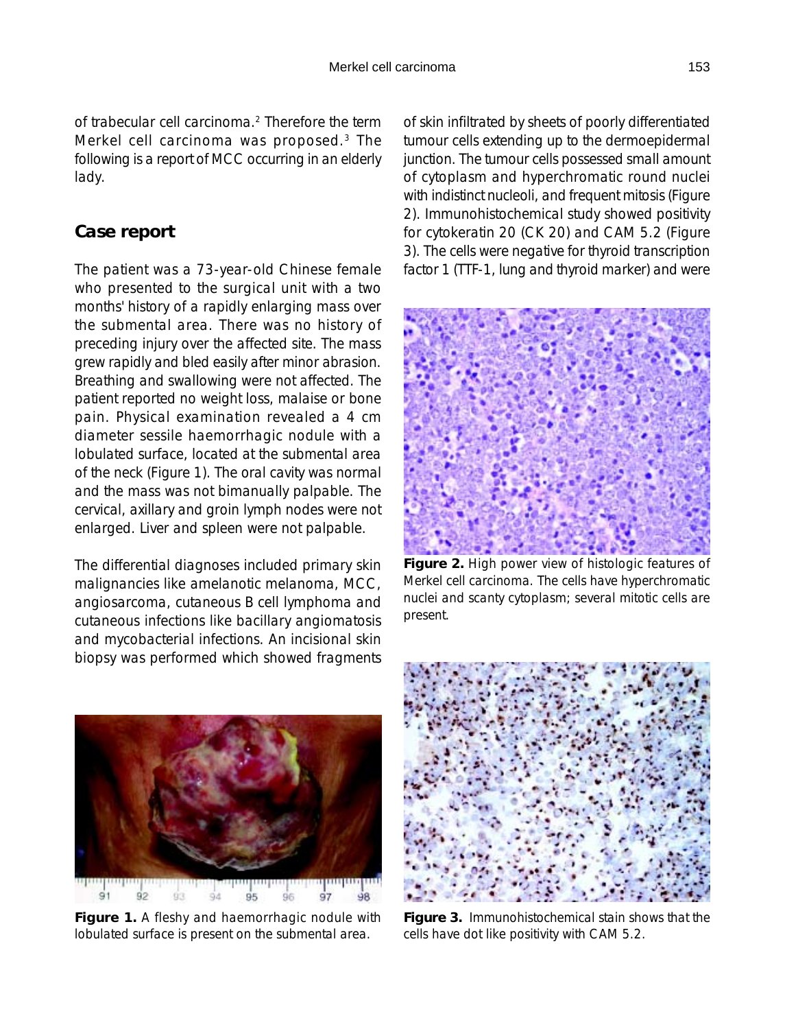of trabecular cell carcinoma.[2] Therefore the term Merkel cell carcinoma was proposed.[3] The following is a report of MCC occurring in an elderly lady.

## Case report

The patient was a 73-year-old Chinese female who presented to the surgical unit with a two months' history of a rapidly enlarging mass over the submental area. There was no history of preceding injury over the affected site. The mass grew rapidly and bled easily after minor abrasion. Breathing and swallowing were not affected. The patient reported no weight loss, malaise or bone pain. Physical examination revealed a 4 cm diameter sessile haemorrhagic nodule with a lobulated surface, located at the submental area of the neck (Figure 1). The oral cavity was normal and the mass was not bimanually palpable. The cervical, axillary and groin lymph nodes were not enlarged. Liver and spleen were not palpable.

The differential diagnoses included primary skin malignancies like amelanotic melanoma, MCC, angiosarcoma, cutaneous B cell lymphoma and cutaneous infections like bacillary angiomatosis and mycobacterial infections. An incisional skin biopsy was performed which showed fragments of skin infiltrated by sheets of poorly differentiated tumour cells extending up to the dermoepidermal junction. The tumour cells possessed small amount of cytoplasm and hyperchromatic round nuclei with indistinct nucleoli, and frequent mitosis (Figure 2). Immunohistochemical study showed positivity for cytokeratin 20 (CK 20) and CAM 5.2 (Figure 3). The cells were negative for thyroid transcription factor 1 (TTF-1, lung and thyroid marker) and were

**Figure 1.** A fleshy and haemorrhagic nodule with lobulated surface is present on the submental area.

**Figure 2.** High power view of histologic features of Merkel cell carcinoma. The cells have hyperchromatic nuclei and scanty cytoplasm; several mitotic cells are present.

**Figure 3.** Immunohistochemical stain shows that the cells have dot like positivity with CAM 5.2.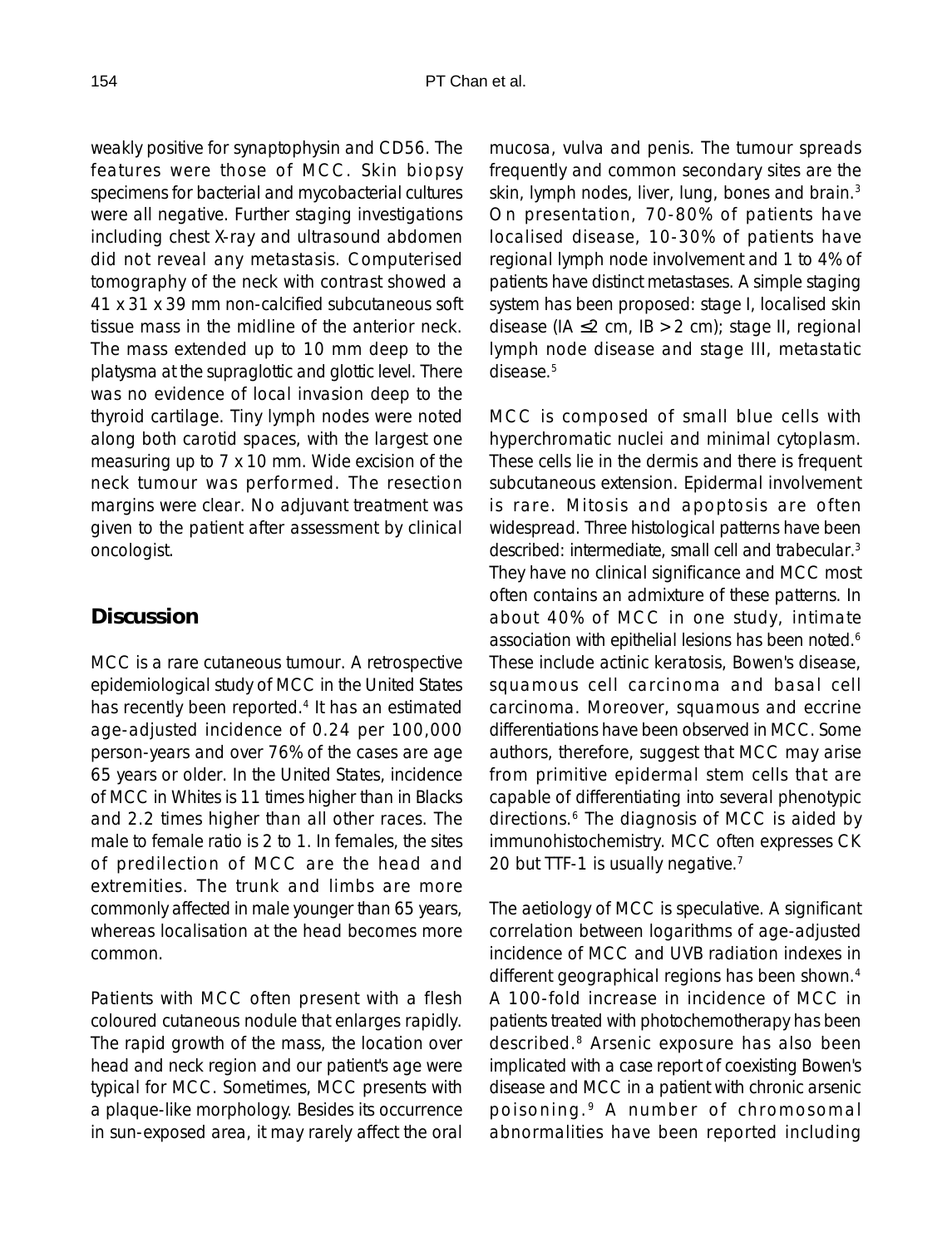weakly positive for synaptophysin and CD56. The features were those of MCC. Skin biopsy specimens for bacterial and mycobacterial cultures were all negative. Further staging investigations including chest X-ray and ultrasound abdomen did not reveal any metastasis. Computerised tomography of the neck with contrast showed a 41 x 31 x 39 mm non-calcified subcutaneous soft tissue mass in the midline of the anterior neck. The mass extended up to 10 mm deep to the platysma at the supraglottic and glottic level. There was no evidence of local invasion deep to the thyroid cartilage. Tiny lymph nodes were noted along both carotid spaces, with the largest one measuring up to 7 x 10 mm. Wide excision of the neck tumour was performed. The resection margins were clear. No adjuvant treatment was given to the patient after assessment by clinical oncologist.

## Discussion

MCC is a rare cutaneous tumour. A retrospective epidemiological study of MCC in the United States has recently been reported.[4] It has an estimated age-adjusted incidence of 0.24 per 100,000 person-years and over 76% of the cases are age 65 years or older. In the United States, incidence of MCC in Whites is 11 times higher than in Blacks and 2.2 times higher than all other races. The male to female ratio is 2 to 1. In females, the sites of predilection of MCC are the head and extremities. The trunk and limbs are more commonly affected in male younger than 65 years, whereas localisation at the head becomes more common.

Patients with MCC often present with a flesh coloured cutaneous nodule that enlarges rapidly. The rapid growth of the mass, the location over head and neck region and our patient's age were typical for MCC. Sometimes, MCC presents with a plaque-like morphology. Besides its occurrence in sun-exposed area, it may rarely affect the oral mucosa, vulva and penis. The tumour spreads frequently and common secondary sites are the skin, lymph nodes, liver, lung, bones and brain.[3] On presentation, 70-80% of patients have localised disease, 10-30% of patients have regional lymph node involvement and 1 to 4% of patients have distinct metastases. A simple staging system has been proposed: stage I, localised skin disease (IA ≤2 cm, IB >2 cm); stage II, regional lymph node disease and stage III, metastatic disease.[5]

MCC is composed of small blue cells with hyperchromatic nuclei and minimal cytoplasm. These cells lie in the dermis and there is frequent subcutaneous extension. Epidermal involvement is rare. Mitosis and apoptosis are often widespread. Three histological patterns have been described: intermediate, small cell and trabecular.[3] They have no clinical significance and MCC most often contains an admixture of these patterns. In about 40% of MCC in one study, intimate association with epithelial lesions has been noted.[6] These include actinic keratosis, Bowen's disease, squamous cell carcinoma and basal cell carcinoma. Moreover, squamous and eccrine differentiations have been observed in MCC. Some authors, therefore, suggest that MCC may arise from primitive epidermal stem cells that are capable of differentiating into several phenotypic directions.[6] The diagnosis of MCC is aided by immunohistochemistry. MCC often expresses CK 20 but TTF-1 is usually negative.[7]

The aetiology of MCC is speculative. A significant correlation between logarithms of age-adjusted incidence of MCC and UVB radiation indexes in different geographical regions has been shown.[4] A 100-fold increase in incidence of MCC in patients treated with photochemotherapy has been described.[8] Arsenic exposure has also been implicated with a case report of coexisting Bowen's disease and MCC in a patient with chronic arsenic poisoning.[9] A number of chromosomal abnormalities have been reported including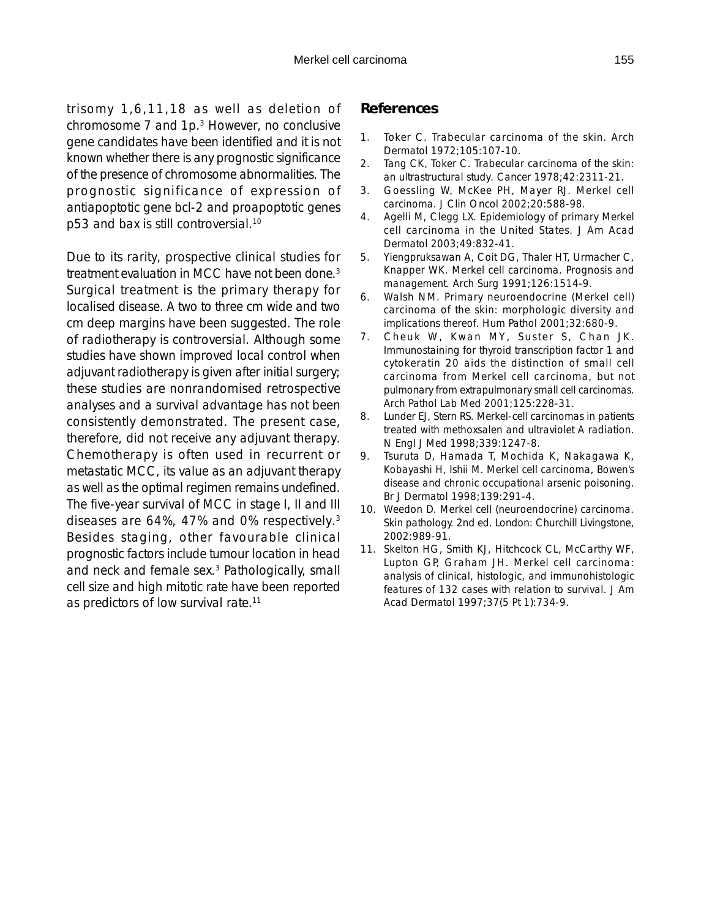trisomy 1,6,11,18 as well as deletion of chromosome 7 and 1p.[3] However, no conclusive gene candidates have been identified and it is not known whether there is any prognostic significance of the presence of chromosome abnormalities. The prognostic significance of expression of antiapoptotic gene bcl-2 and proapoptotic genes p53 and bax is still controversial.[10]

Due to its rarity, prospective clinical studies for treatment evaluation in MCC have not been done.[3] Surgical treatment is the primary therapy for localised disease. A two to three cm wide and two cm deep margins have been suggested. The role of radiotherapy is controversial. Although some studies have shown improved local control when adjuvant radiotherapy is given after initial surgery; these studies are nonrandomised retrospective analyses and a survival advantage has not been consistently demonstrated. The present case, therefore, did not receive any adjuvant therapy. Chemotherapy is often used in recurrent or metastatic MCC, its value as an adjuvant therapy as well as the optimal regimen remains undefined. The five-year survival of MCC in stage I, II and III diseases are 64%, 47% and 0% respectively.[3] Besides staging, other favourable clinical prognostic factors include tumour location in head and neck and female sex.[3] Pathologically, small cell size and high mitotic rate have been reported as predictors of low survival rate.[11]

## References

1. Toker C. Trabecular carcinoma of the skin. Arch Dermatol 1972;105:107-10.
2. Tang CK, Toker C. Trabecular carcinoma of the skin: an ultrastructural study. Cancer 1978;42:2311-21.
3. Goessling W, McKee PH, Mayer RJ. Merkel cell carcinoma. J Clin Oncol 2002;20:588-98.
4. Agelli M, Clegg LX. Epidemiology of primary Merkel cell carcinoma in the United States. J Am Acad Dermatol 2003;49:832-41.
5. Yiengpruksawan A, Coit DG, Thaler HT, Urmacher C, Knapper WK. Merkel cell carcinoma. Prognosis and management. Arch Surg 1991;126:1514-9.
6. Walsh NM. Primary neuroendocrine (Merkel cell) carcinoma of the skin: morphologic diversity and implications thereof. Hum Pathol 2001;32:680-9.
7. Cheuk W, Kwan MY, Suster S, Chan JK. Immunostaining for thyroid transcription factor 1 and cytokeratin 20 aids the distinction of small cell carcinoma from Merkel cell carcinoma, but not pulmonary from extrapulmonary small cell carcinomas. Arch Pathol Lab Med 2001;125:228-31.
8. Lunder EJ, Stern RS. Merkel-cell carcinomas in patients treated with methoxsalen and ultraviolet A radiation. N Engl J Med 1998;339:1247-8.
9. Tsuruta D, Hamada T, Mochida K, Nakagawa K, Kobayashi H, Ishii M. Merkel cell carcinoma, Bowen's disease and chronic occupational arsenic poisoning. Br J Dermatol 1998;139:291-4.
10. Weedon D. Merkel cell (neuroendocrine) carcinoma. Skin pathology. 2nd ed. London: Churchill Livingstone, 2002:989-91.
11. Skelton HG, Smith KJ, Hitchcock CL, McCarthy WF, Lupton GP, Graham JH. Merkel cell carcinoma: analysis of clinical, histologic, and immunohistologic features of 132 cases with relation to survival. J Am Acad Dermatol 1997;37(5 Pt 1):734-9.